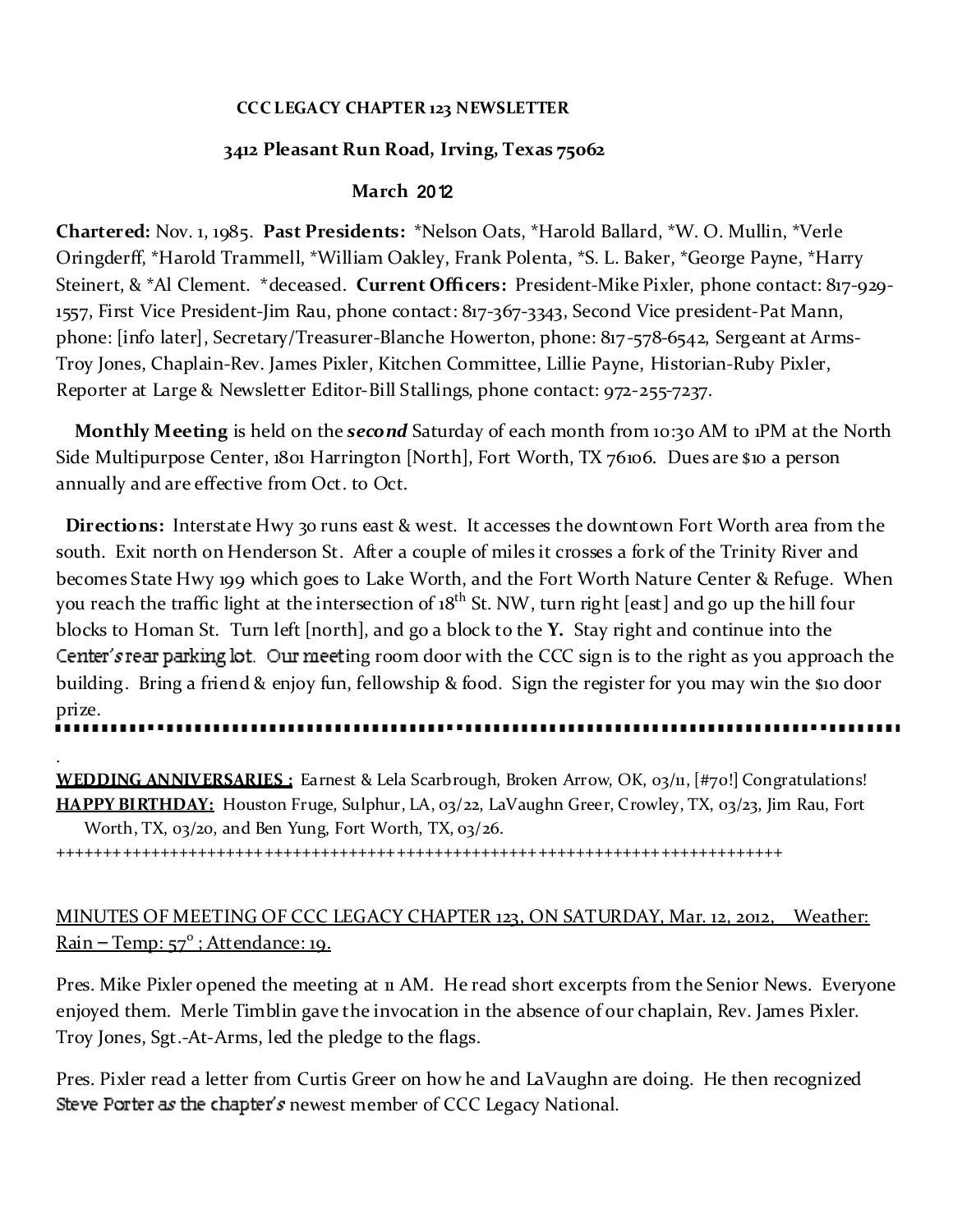**CCC LEGACY CHAPTER 123 NEWSLETTER**

**3412 Pleasant Run Road, Irving, Texas 75062**

**March 2012**

**Chartered:** Nov. 1, 1985. **Past Presidents:** *Nelson Oats, *Harold Ballard, *W. O. Mullin, *Verle Oringderff, *Harold Trammell, *William Oakley, Frank Polenta, *S. L. Baker, *George Payne, *Harry Steinert, & *Al Clement. *deceased. **Current Officers:** President-Mike Pixler, phone contact: 817-929-1557, First Vice President-Jim Rau, phone contact: 817-367-3343, Second Vice president-Pat Mann, phone: [info later], Secretary/Treasurer-Blanche Howerton, phone: 817-578-6542, Sergeant at Arms-Troy Jones, Chaplain-Rev. James Pixler, Kitchen Committee, Lillie Payne, Historian-Ruby Pixler, Reporter at Large & Newsletter Editor-Bill Stallings, phone contact: 972-255-7237.

**Monthly Meeting** is held on the ***second*** Saturday of each month from 10:30 AM to 1PM at the North Side Multipurpose Center, 1801 Harrington [North], Fort Worth, TX 76106. Dues are $10 a person annually and are effective from Oct. to Oct.

**Directions:** Interstate Hwy 30 runs east & west. It accesses the downtown Fort Worth area from the south. Exit north on Henderson St. After a couple of miles it crosses a fork of the Trinity River and becomes State Hwy 199 which goes to Lake Worth, and the Fort Worth Nature Center & Refuge. When you reach the traffic light at the intersection of 18th St. NW, turn right [east] and go up the hill four blocks to Homan St. Turn left [north], and go a block to the **Y.** Stay right and continue into the Center's rear parking lot. Our meeting room door with the CCC sign is to the right as you approach the building. Bring a friend & enjoy fun, fellowship & food. Sign the register for you may win the $10 door prize.

---

**WEDDING ANNIVERSARIES :** Earnest & Lela Scarbrough, Broken Arrow, OK, 03/11, [#70!] Congratulations!
**HAPPY BIRTHDAY:** Houston Fruge, Sulphur, LA, 03/22, LaVaughn Greer, Crowley, TX, 03/23, Jim Rau, Fort Worth, TX, 03/20, and Ben Yung, Fort Worth, TX, 03/26.

---

MINUTES OF MEETING OF CCC LEGACY CHAPTER 123, ON SATURDAY, Mar. 12, 2012, Weather: Rain – Temp: 57° ; Attendance: 19.

Pres. Mike Pixler opened the meeting at 11 AM. He read short excerpts from the Senior News. Everyone enjoyed them. Merle Timblin gave the invocation in the absence of our chaplain, Rev. James Pixler. Troy Jones, Sgt.-At-Arms, led the pledge to the flags.

Pres. Pixler read a letter from Curtis Greer on how he and LaVaughn are doing. He then recognized Steve Porter as the chapter's newest member of CCC Legacy National.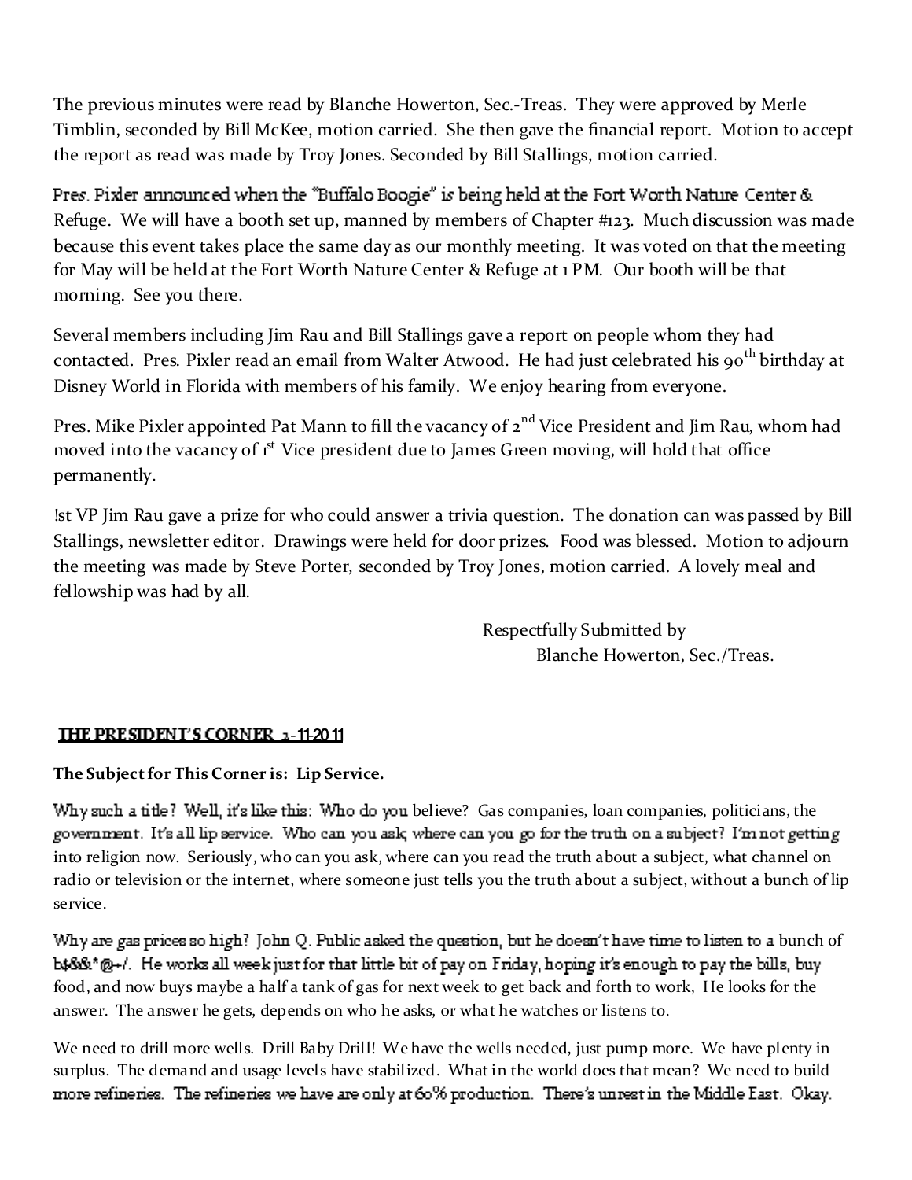The previous minutes were read by Blanche Howerton, Sec.-Treas. They were approved by Merle Timblin, seconded by Bill McKee, motion carried. She then gave the financial report. Motion to accept the report as read was made by Troy Jones. Seconded by Bill Stallings, motion carried.

Pres. Pixler announced when the "Buffalo Boogie" is being held at the Fort Worth Nature Center & Refuge. We will have a booth set up, manned by members of Chapter #123. Much discussion was made because this event takes place the same day as our monthly meeting. It was voted on that the meeting for May will be held at the Fort Worth Nature Center & Refuge at 1 PM. Our booth will be that morning. See you there.

Several members including Jim Rau and Bill Stallings gave a report on people whom they had contacted. Pres. Pixler read an email from Walter Atwood. He had just celebrated his 90th birthday at Disney World in Florida with members of his family. We enjoy hearing from everyone.

Pres. Mike Pixler appointed Pat Mann to fill the vacancy of 2nd Vice President and Jim Rau, whom had moved into the vacancy of 1st Vice president due to James Green moving, will hold that office permanently.

!st VP Jim Rau gave a prize for who could answer a trivia question. The donation can was passed by Bill Stallings, newsletter editor. Drawings were held for door prizes. Food was blessed. Motion to adjourn the meeting was made by Steve Porter, seconded by Troy Jones, motion carried. A lovely meal and fellowship was had by all.

Respectfully Submitted by
Blanche Howerton, Sec./Treas.

## THE PRESIDENT'S CORNER 2-11-2011

**The Subject for This Corner is: Lip Service.**

Why such a title? Well, it's like this: Who do you believe? Gas companies, loan companies, politicians, the government. It's all lip service. Who can you ask, where can you go for the truth on a subject? I'm not getting into religion now. Seriously, who can you ask, where can you read the truth about a subject, what channel on radio or television or the internet, where someone just tells you the truth about a subject, without a bunch of lip service.

Why are gas prices so high? John Q. Public asked the question, but he doesn't have time to listen to a bunch of b$&&*@+/. He works all week just for that little bit of pay on Friday, hoping it's enough to pay the bills, buy food, and now buys maybe a half a tank of gas for next week to get back and forth to work, He looks for the answer. The answer he gets, depends on who he asks, or what he watches or listens to.

We need to drill more wells. Drill Baby Drill! We have the wells needed, just pump more. We have plenty in surplus. The demand and usage levels have stabilized. What in the world does that mean? We need to build more refineries. The refineries we have are only at 60% production. There's unrest in the Middle East. Okay.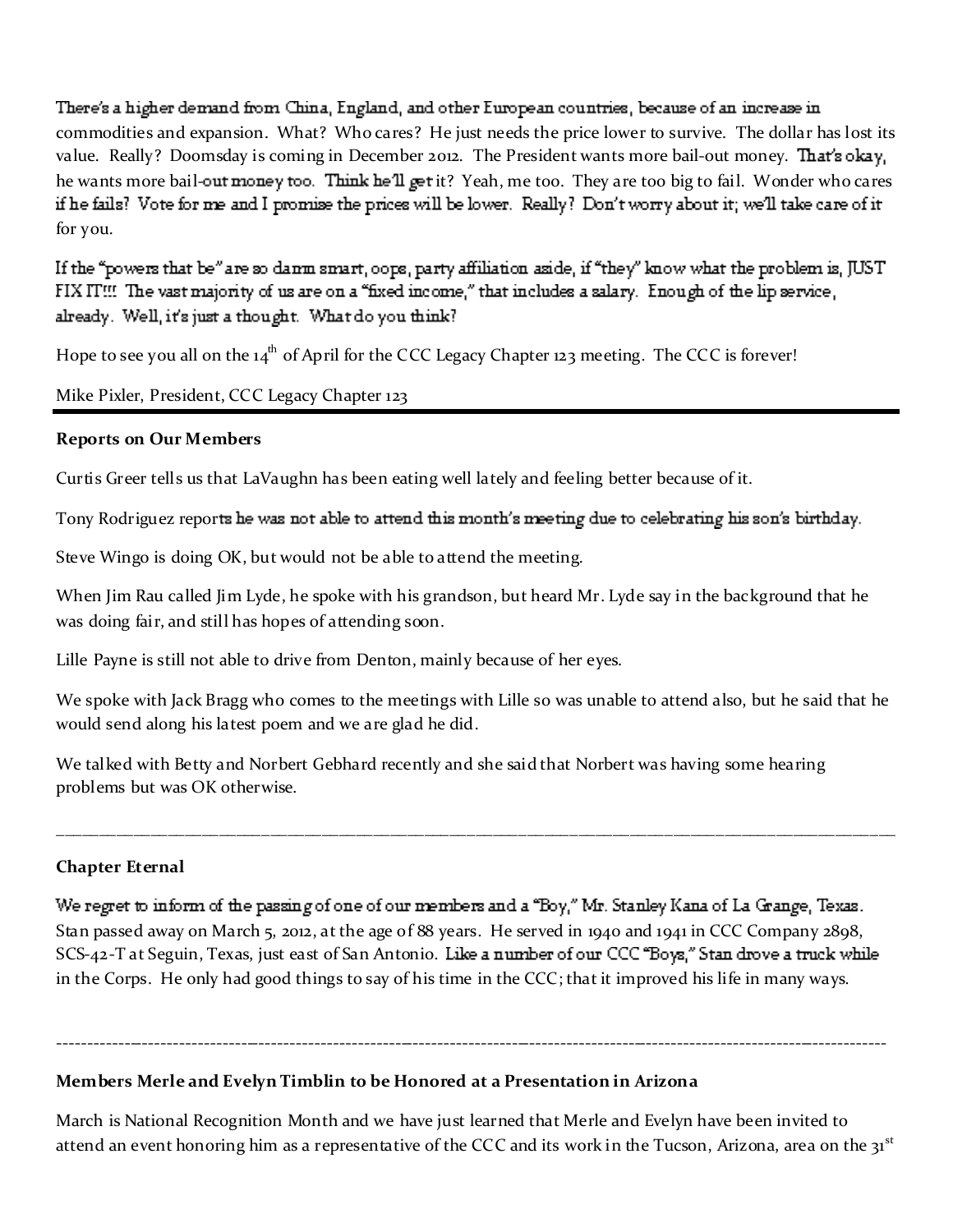There's a higher demand from China, England, and other European countries, because of an increase in commodities and expansion. What? Who cares? He just needs the price lower to survive. The dollar has lost its value. Really? Doomsday is coming in December 2012. The President wants more bail-out money. That's okay, he wants more bail-out money too. Think he'll get it? Yeah, me too. They are too big to fail. Wonder who cares if he fails? Vote for me and I promise the prices will be lower. Really? Don't worry about it; we'll take care of it for you.

If the "powers that be" are so damn smart, oops, party affiliation aside, if "they" know what the problem is, JUST FIX IT!!! The vast majority of us are on a "fixed income," that includes a salary. Enough of the lip service, already. Well, it's just a thought. What do you think?

Hope to see you all on the 14th of April for the CCC Legacy Chapter 123 meeting. The CCC is forever!

Mike Pixler, President, CCC Legacy Chapter 123

---

**Reports on Our Members**

Curtis Greer tells us that LaVaughn has been eating well lately and feeling better because of it.

Tony Rodriguez reports he was not able to attend this month's meeting due to celebrating his son's birthday.

Steve Wingo is doing OK, but would not be able to attend the meeting.

When Jim Rau called Jim Lyde, he spoke with his grandson, but heard Mr. Lyde say in the background that he was doing fair, and still has hopes of attending soon.

Lille Payne is still not able to drive from Denton, mainly because of her eyes.

We spoke with Jack Bragg who comes to the meetings with Lille so was unable to attend also, but he said that he would send along his latest poem and we are glad he did.

We talked with Betty and Norbert Gebhard recently and she said that Norbert was having some hearing problems but was OK otherwise.

---

**Chapter Eternal**

We regret to inform of the passing of one of our members and a "Boy," Mr. Stanley Kana of La Grange, Texas. Stan passed away on March 5, 2012, at the age of 88 years. He served in 1940 and 1941 in CCC Company 2898, SCS-42-T at Seguin, Texas, just east of San Antonio. Like a number of our CCC "Boys," Stan drove a truck while in the Corps. He only had good things to say of his time in the CCC; that it improved his life in many ways.

---

**Members Merle and Evelyn Timblin to be Honored at a Presentation in Arizona**

March is National Recognition Month and we have just learned that Merle and Evelyn have been invited to attend an event honoring him as a representative of the CCC and its work in the Tucson, Arizona, area on the 31st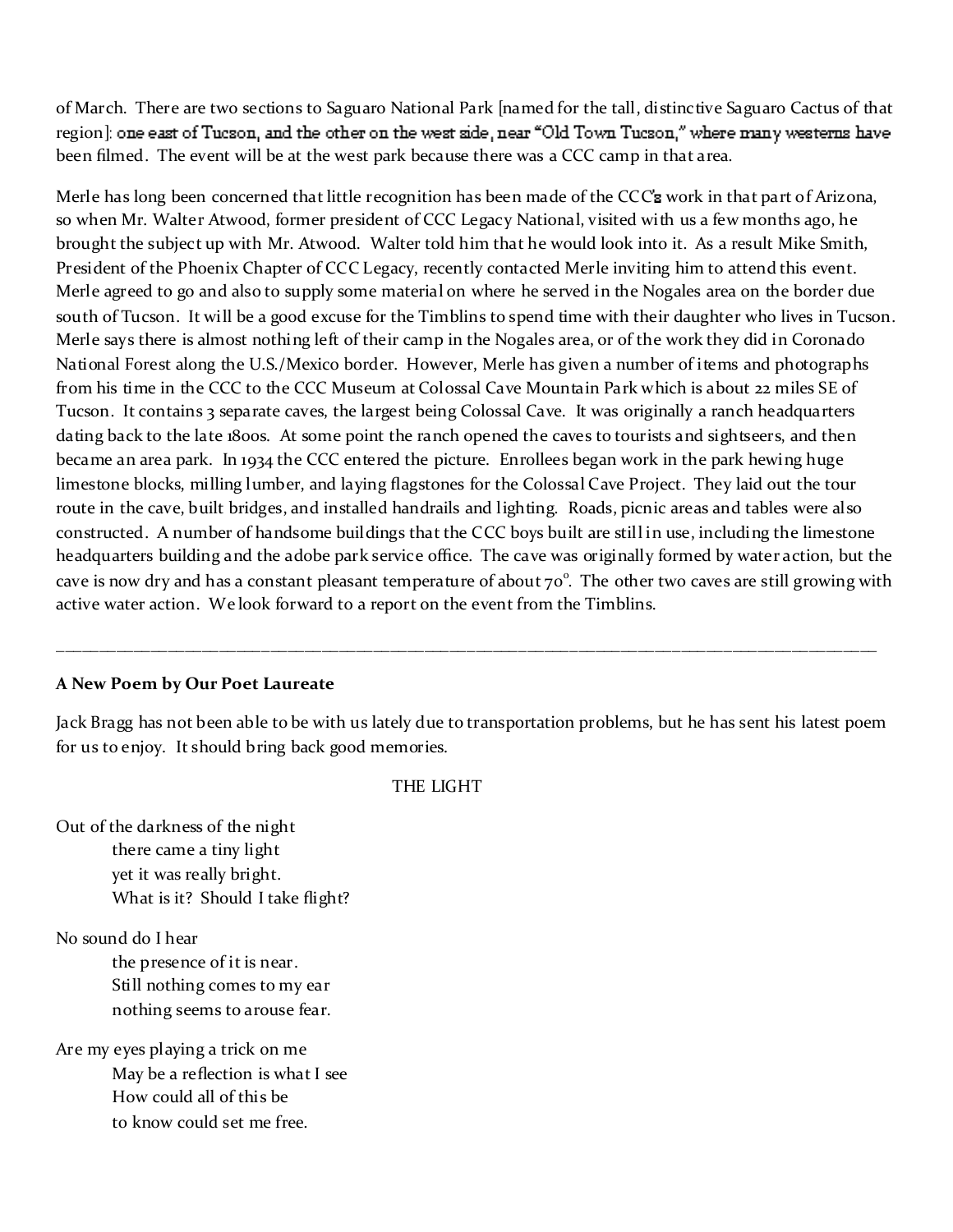of March. There are two sections to Saguaro National Park [named for the tall, distinctive Saguaro Cactus of that region]: one east of Tucson, and the other on the west side, near "Old Town Tucson," where many westerns have been filmed. The event will be at the west park because there was a CCC camp in that area.

Merle has long been concerned that little recognition has been made of the CCC's work in that part of Arizona, so when Mr. Walter Atwood, former president of CCC Legacy National, visited with us a few months ago, he brought the subject up with Mr. Atwood. Walter told him that he would look into it. As a result Mike Smith, President of the Phoenix Chapter of CCC Legacy, recently contacted Merle inviting him to attend this event. Merle agreed to go and also to supply some material on where he served in the Nogales area on the border due south of Tucson. It will be a good excuse for the Timblins to spend time with their daughter who lives in Tucson. Merle says there is almost nothing left of their camp in the Nogales area, or of the work they did in Coronado National Forest along the U.S./Mexico border. However, Merle has given a number of items and photographs from his time in the CCC to the CCC Museum at Colossal Cave Mountain Park which is about 22 miles SE of Tucson. It contains 3 separate caves, the largest being Colossal Cave. It was originally a ranch headquarters dating back to the late 1800s. At some point the ranch opened the caves to tourists and sightseers, and then became an area park. In 1934 the CCC entered the picture. Enrollees began work in the park hewing huge limestone blocks, milling lumber, and laying flagstones for the Colossal Cave Project. They laid out the tour route in the cave, built bridges, and installed handrails and lighting. Roads, picnic areas and tables were also constructed. A number of handsome buildings that the CCC boys built are still in use, including the limestone headquarters building and the adobe park service office. The cave was originally formed by water action, but the cave is now dry and has a constant pleasant temperature of about 70°. The other two caves are still growing with active water action. We look forward to a report on the event from the Timblins.

---

**A New Poem by Our Poet Laureate**

Jack Bragg has not been able to be with us lately due to transportation problems, but he has sent his latest poem for us to enjoy. It should bring back good memories.

THE LIGHT

Out of the darkness of the night
there came a tiny light
yet it was really bright.
What is it? Should I take flight?

No sound do I hear
the presence of it is near.
Still nothing comes to my ear
nothing seems to arouse fear.

Are my eyes playing a trick on me
May be a reflection is what I see
How could all of this be
to know could set me free.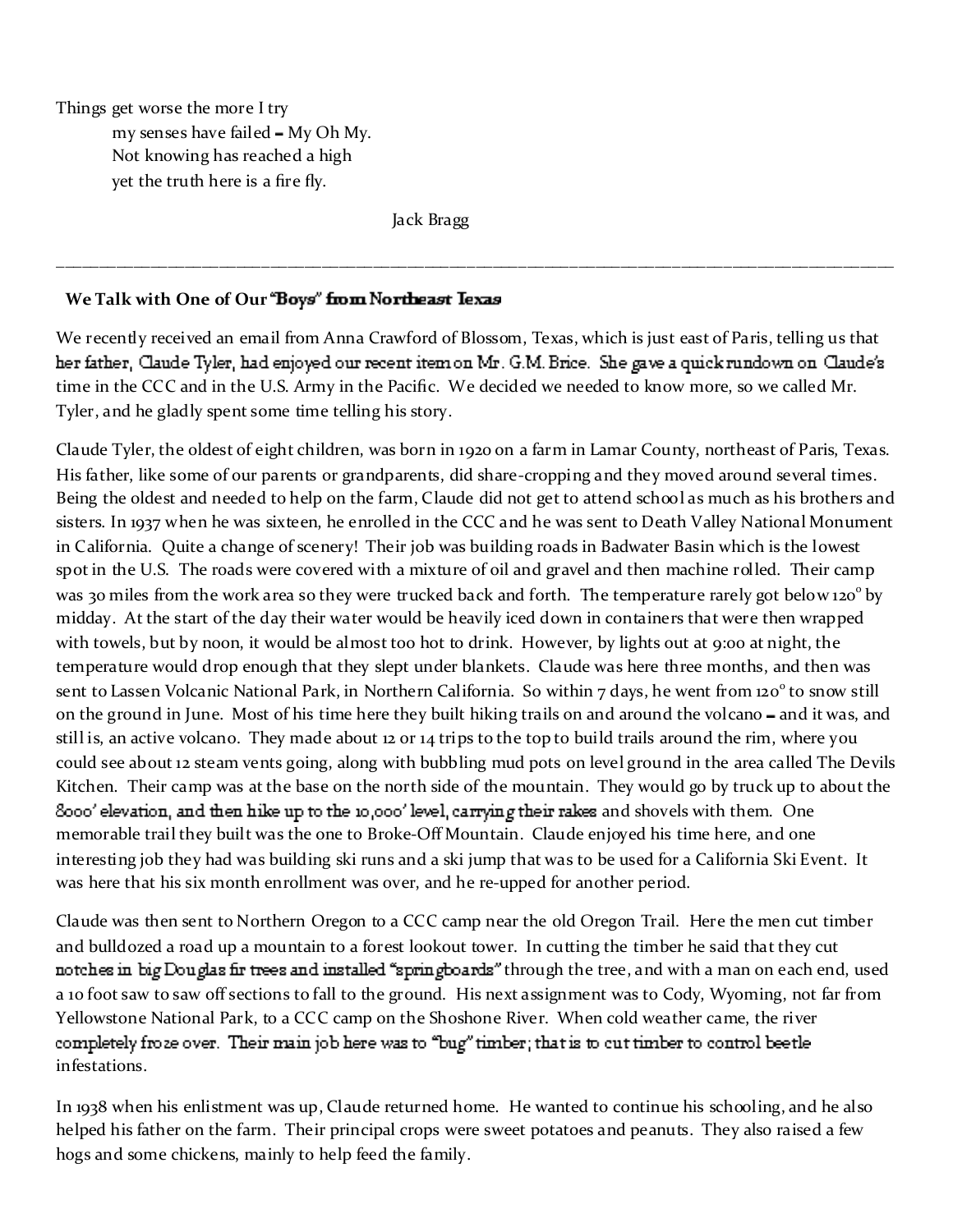Things get worse the more I try
my senses have failed – My Oh My.
Not knowing has reached a high
yet the truth here is a fire fly.

Jack Bragg

---

**We Talk with One of Our "Boys" from Northeast Texas**

We recently received an email from Anna Crawford of Blossom, Texas, which is just east of Paris, telling us that her father, Claude Tyler, had enjoyed our recent item on Mr. G.M. Brice. She gave a quick rundown on Claude's time in the CCC and in the U.S. Army in the Pacific. We decided we needed to know more, so we called Mr. Tyler, and he gladly spent some time telling his story.

Claude Tyler, the oldest of eight children, was born in 1920 on a farm in Lamar County, northeast of Paris, Texas. His father, like some of our parents or grandparents, did share-cropping and they moved around several times. Being the oldest and needed to help on the farm, Claude did not get to attend school as much as his brothers and sisters. In 1937 when he was sixteen, he enrolled in the CCC and he was sent to Death Valley National Monument in California. Quite a change of scenery! Their job was building roads in Badwater Basin which is the lowest spot in the U.S. The roads were covered with a mixture of oil and gravel and then machine rolled. Their camp was 30 miles from the work area so they were trucked back and forth. The temperature rarely got below 120° by midday. At the start of the day their water would be heavily iced down in containers that were then wrapped with towels, but by noon, it would be almost too hot to drink. However, by lights out at 9:00 at night, the temperature would drop enough that they slept under blankets. Claude was here three months, and then was sent to Lassen Volcanic National Park, in Northern California. So within 7 days, he went from 120° to snow still on the ground in June. Most of his time here they built hiking trails on and around the volcano – and it was, and still is, an active volcano. They made about 12 or 14 trips to the top to build trails around the rim, where you could see about 12 steam vents going, along with bubbling mud pots on level ground in the area called The Devils Kitchen. Their camp was at the base on the north side of the mountain. They would go by truck up to about the 8000' elevation, and then hike up to the 10,000' level, carrying their rakes and shovels with them. One memorable trail they built was the one to Broke-Off Mountain. Claude enjoyed his time here, and one interesting job they had was building ski runs and a ski jump that was to be used for a California Ski Event. It was here that his six month enrollment was over, and he re-upped for another period.

Claude was then sent to Northern Oregon to a CCC camp near the old Oregon Trail. Here the men cut timber and bulldozed a road up a mountain to a forest lookout tower. In cutting the timber he said that they cut notches in big Douglas fir trees and installed "springboards" through the tree, and with a man on each end, used a 10 foot saw to saw off sections to fall to the ground. His next assignment was to Cody, Wyoming, not far from Yellowstone National Park, to a CCC camp on the Shoshone River. When cold weather came, the river completely froze over. Their main job here was to "bug" timber; that is to cut timber to control beetle infestations.

In 1938 when his enlistment was up, Claude returned home. He wanted to continue his schooling, and he also helped his father on the farm. Their principal crops were sweet potatoes and peanuts. They also raised a few hogs and some chickens, mainly to help feed the family.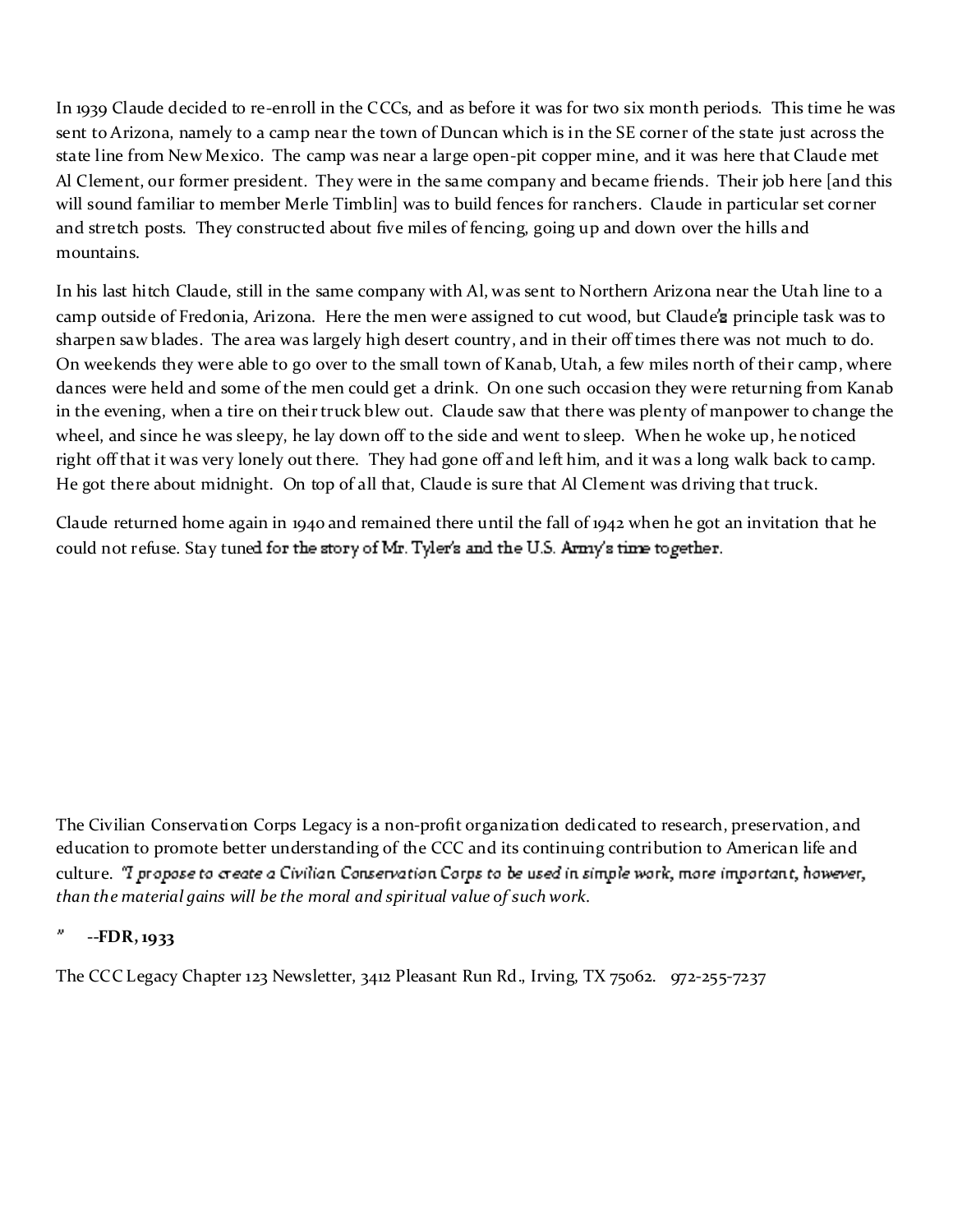In 1939 Claude decided to re-enroll in the CCCs, and as before it was for two six month periods. This time he was sent to Arizona, namely to a camp near the town of Duncan which is in the SE corner of the state just across the state line from New Mexico. The camp was near a large open-pit copper mine, and it was here that Claude met Al Clement, our former president. They were in the same company and became friends. Their job here [and this will sound familiar to member Merle Timblin] was to build fences for ranchers. Claude in particular set corner and stretch posts. They constructed about five miles of fencing, going up and down over the hills and mountains.

In his last hitch Claude, still in the same company with Al, was sent to Northern Arizona near the Utah line to a camp outside of Fredonia, Arizona. Here the men were assigned to cut wood, but Claude's principle task was to sharpen saw blades. The area was largely high desert country, and in their off times there was not much to do. On weekends they were able to go over to the small town of Kanab, Utah, a few miles north of their camp, where dances were held and some of the men could get a drink. On one such occasion they were returning from Kanab in the evening, when a tire on their truck blew out. Claude saw that there was plenty of manpower to change the wheel, and since he was sleepy, he lay down off to the side and went to sleep. When he woke up, he noticed right off that it was very lonely out there. They had gone off and left him, and it was a long walk back to camp. He got there about midnight. On top of all that, Claude is sure that Al Clement was driving that truck.

Claude returned home again in 1940 and remained there until the fall of 1942 when he got an invitation that he could not refuse. Stay tuned for the story of Mr. Tyler's and the U.S. Army's time together.

The Civilian Conservation Corps Legacy is a non-profit organization dedicated to research, preservation, and education to promote better understanding of the CCC and its continuing contribution to American life and culture. *"I propose to create a Civilian Conservation Corps to be used in simple work, more important, however, than the material gains will be the moral and spiritual value of such work.*

*"* **--FDR, 1933**

The CCC Legacy Chapter 123 Newsletter, 3412 Pleasant Run Rd., Irving, TX 75062. 972-255-7237